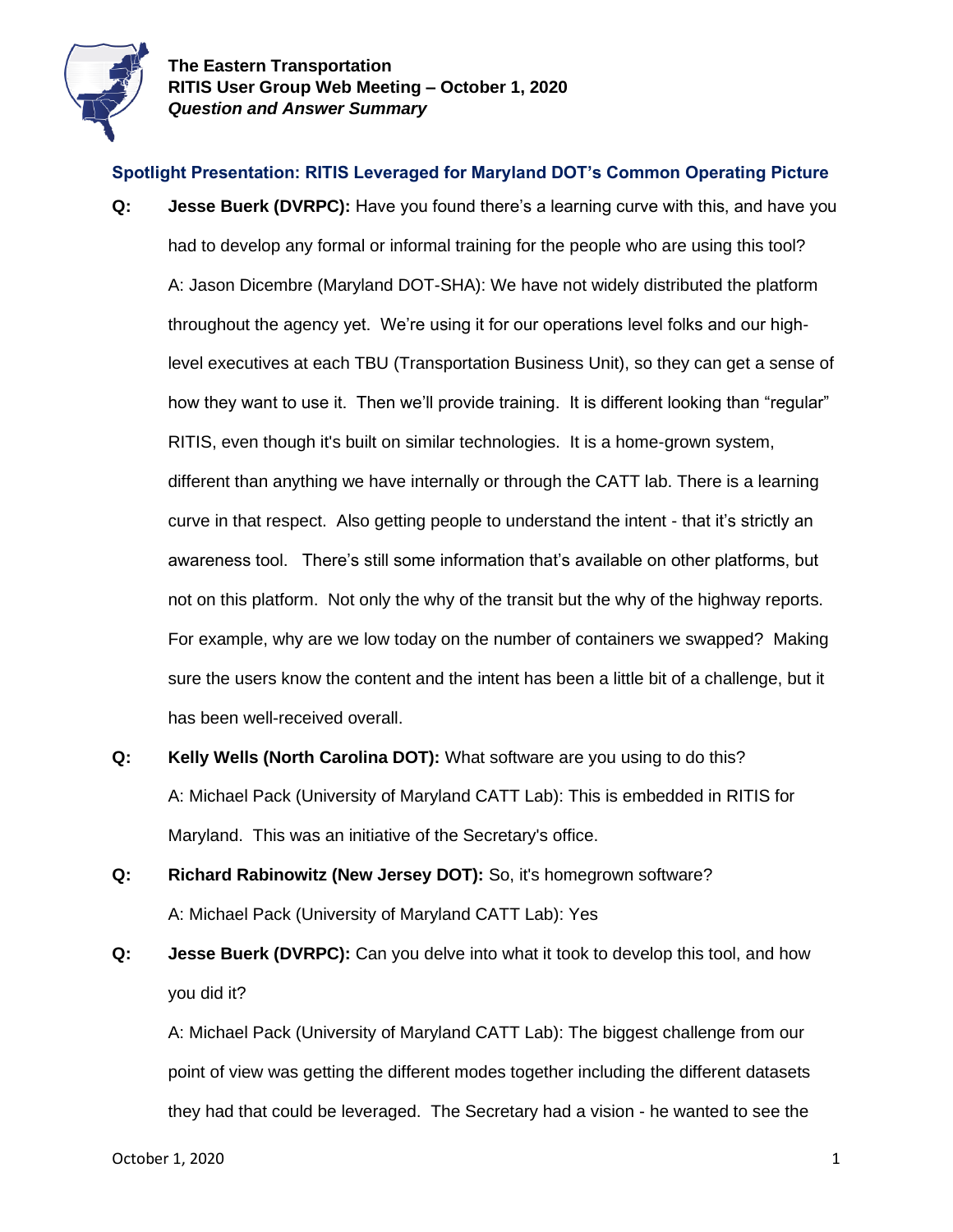**The Eastern Transportation**
**RITIS User Group Web Meeting – October 1, 2020**
***Question and Answer Summary***

## Spotlight Presentation: RITIS Leveraged for Maryland DOT's Common Operating Picture

**Q:** **Jesse Buerk (DVRPC):** Have you found there's a learning curve with this, and have you had to develop any formal or informal training for the people who are using this tool?

A: Jason Dicembre (Maryland DOT-SHA): We have not widely distributed the platform throughout the agency yet. We're using it for our operations level folks and our high-level executives at each TBU (Transportation Business Unit), so they can get a sense of how they want to use it. Then we'll provide training. It is different looking than "regular" RITIS, even though it's built on similar technologies. It is a home-grown system, different than anything we have internally or through the CATT lab. There is a learning curve in that respect. Also getting people to understand the intent - that it's strictly an awareness tool. There's still some information that's available on other platforms, but not on this platform. Not only the why of the transit but the why of the highway reports. For example, why are we low today on the number of containers we swapped? Making sure the users know the content and the intent has been a little bit of a challenge, but it has been well-received overall.

**Q:** **Kelly Wells (North Carolina DOT):** What software are you using to do this?

A: Michael Pack (University of Maryland CATT Lab): This is embedded in RITIS for Maryland. This was an initiative of the Secretary's office.

**Q:** **Richard Rabinowitz (New Jersey DOT):** So, it's homegrown software?

A: Michael Pack (University of Maryland CATT Lab): Yes

**Q:** **Jesse Buerk (DVRPC):** Can you delve into what it took to develop this tool, and how you did it?

A: Michael Pack (University of Maryland CATT Lab): The biggest challenge from our point of view was getting the different modes together including the different datasets they had that could be leveraged. The Secretary had a vision - he wanted to see the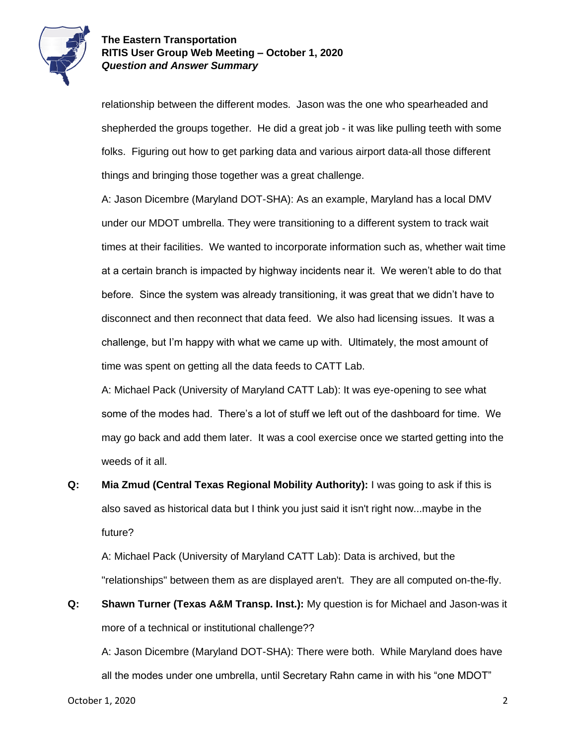relationship between the different modes. Jason was the one who spearheaded and shepherded the groups together. He did a great job - it was like pulling teeth with some folks. Figuring out how to get parking data and various airport data-all those different things and bringing those together was a great challenge.

A: Jason Dicembre (Maryland DOT-SHA): As an example, Maryland has a local DMV under our MDOT umbrella. They were transitioning to a different system to track wait times at their facilities. We wanted to incorporate information such as, whether wait time at a certain branch is impacted by highway incidents near it. We weren't able to do that before. Since the system was already transitioning, it was great that we didn't have to disconnect and then reconnect that data feed. We also had licensing issues. It was a challenge, but I'm happy with what we came up with. Ultimately, the most amount of time was spent on getting all the data feeds to CATT Lab.

A: Michael Pack (University of Maryland CATT Lab): It was eye-opening to see what some of the modes had. There's a lot of stuff we left out of the dashboard for time. We may go back and add them later. It was a cool exercise once we started getting into the weeds of it all.

**Q:** **Mia Zmud (Central Texas Regional Mobility Authority):** I was going to ask if this is also saved as historical data but I think you just said it isn't right now...maybe in the future?

A: Michael Pack (University of Maryland CATT Lab): Data is archived, but the "relationships" between them as are displayed aren't. They are all computed on-the-fly.

**Q:** **Shawn Turner (Texas A&M Transp. Inst.):** My question is for Michael and Jason-was it more of a technical or institutional challenge??

A: Jason Dicembre (Maryland DOT-SHA): There were both. While Maryland does have all the modes under one umbrella, until Secretary Rahn came in with his "one MDOT"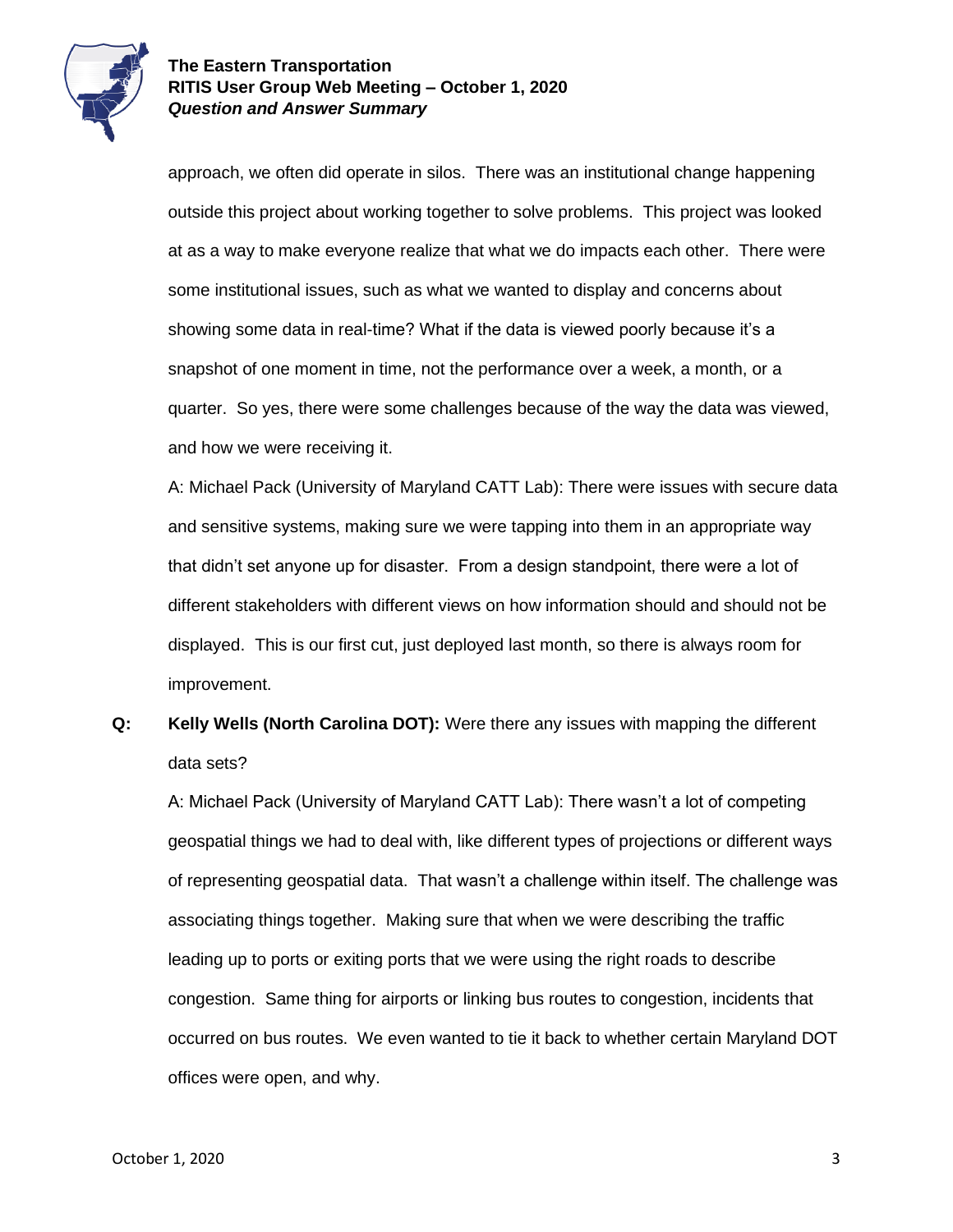approach, we often did operate in silos. There was an institutional change happening outside this project about working together to solve problems. This project was looked at as a way to make everyone realize that what we do impacts each other. There were some institutional issues, such as what we wanted to display and concerns about showing some data in real-time? What if the data is viewed poorly because it's a snapshot of one moment in time, not the performance over a week, a month, or a quarter. So yes, there were some challenges because of the way the data was viewed, and how we were receiving it.

A: Michael Pack (University of Maryland CATT Lab): There were issues with secure data and sensitive systems, making sure we were tapping into them in an appropriate way that didn't set anyone up for disaster. From a design standpoint, there were a lot of different stakeholders with different views on how information should and should not be displayed. This is our first cut, just deployed last month, so there is always room for improvement.

**Q:** **Kelly Wells (North Carolina DOT):** Were there any issues with mapping the different data sets?

A: Michael Pack (University of Maryland CATT Lab): There wasn't a lot of competing geospatial things we had to deal with, like different types of projections or different ways of representing geospatial data. That wasn't a challenge within itself. The challenge was associating things together. Making sure that when we were describing the traffic leading up to ports or exiting ports that we were using the right roads to describe congestion. Same thing for airports or linking bus routes to congestion, incidents that occurred on bus routes. We even wanted to tie it back to whether certain Maryland DOT offices were open, and why.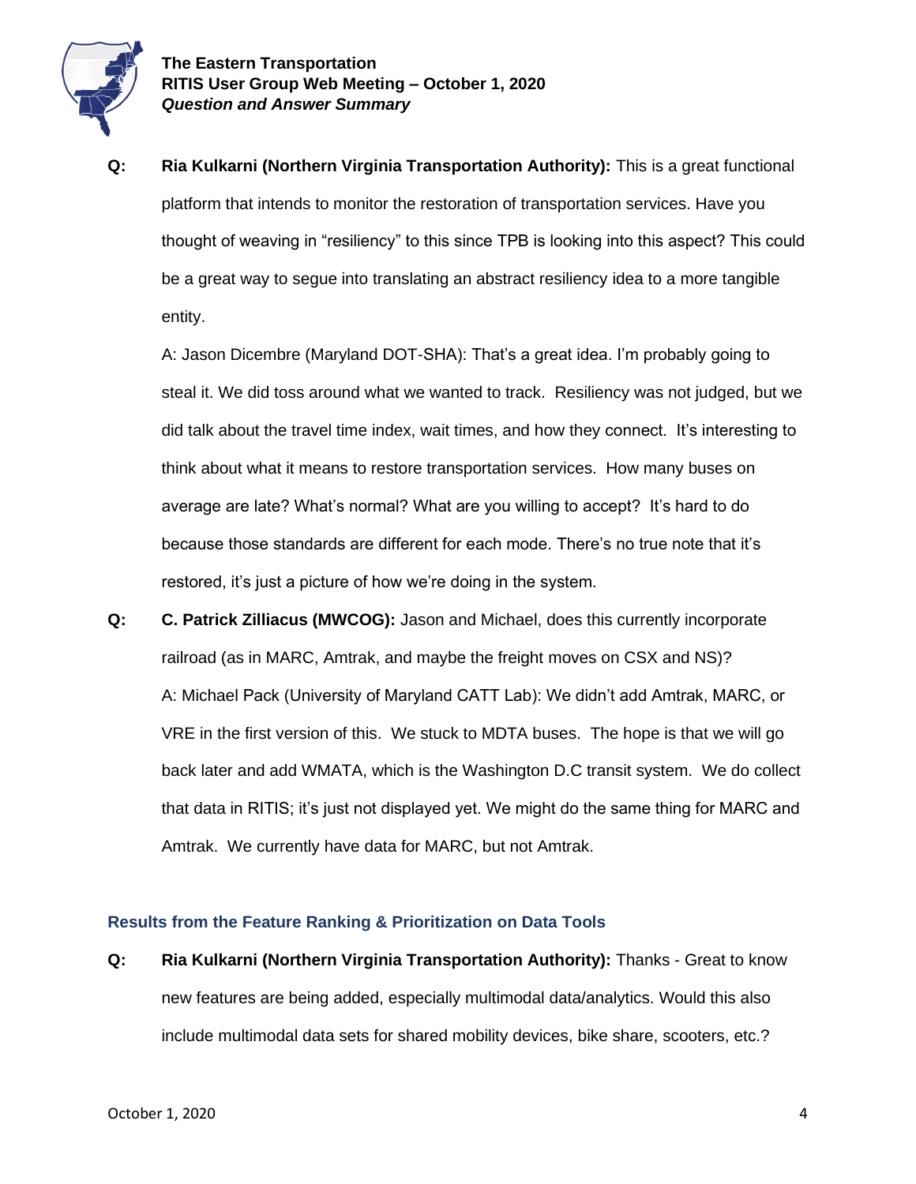**Q: Ria Kulkarni (Northern Virginia Transportation Authority):** This is a great functional platform that intends to monitor the restoration of transportation services. Have you thought of weaving in "resiliency" to this since TPB is looking into this aspect? This could be a great way to segue into translating an abstract resiliency idea to a more tangible entity.

A: Jason Dicembre (Maryland DOT-SHA): That's a great idea. I'm probably going to steal it. We did toss around what we wanted to track. Resiliency was not judged, but we did talk about the travel time index, wait times, and how they connect. It's interesting to think about what it means to restore transportation services. How many buses on average are late? What's normal? What are you willing to accept? It's hard to do because those standards are different for each mode. There's no true note that it's restored, it's just a picture of how we're doing in the system.

**Q: C. Patrick Zilliacus (MWCOG):** Jason and Michael, does this currently incorporate railroad (as in MARC, Amtrak, and maybe the freight moves on CSX and NS)?

A: Michael Pack (University of Maryland CATT Lab): We didn't add Amtrak, MARC, or VRE in the first version of this. We stuck to MDTA buses. The hope is that we will go back later and add WMATA, which is the Washington D.C transit system. We do collect that data in RITIS; it's just not displayed yet. We might do the same thing for MARC and Amtrak. We currently have data for MARC, but not Amtrak.

## Results from the Feature Ranking & Prioritization on Data Tools

**Q: Ria Kulkarni (Northern Virginia Transportation Authority):** Thanks - Great to know new features are being added, especially multimodal data/analytics. Would this also include multimodal data sets for shared mobility devices, bike share, scooters, etc.?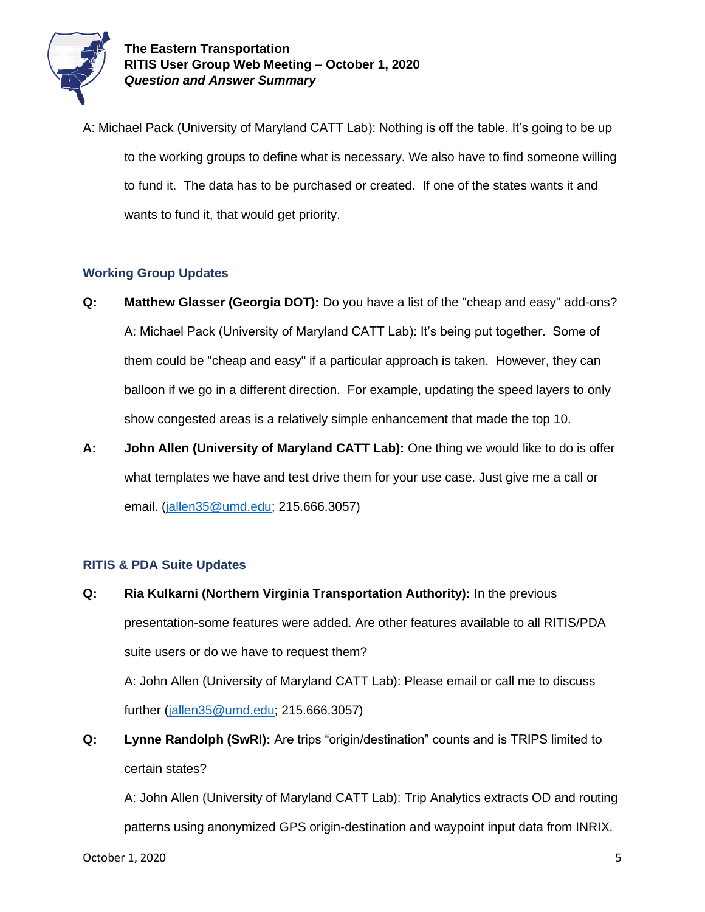A: Michael Pack (University of Maryland CATT Lab): Nothing is off the table. It's going to be up to the working groups to define what is necessary. We also have to find someone willing to fund it. The data has to be purchased or created. If one of the states wants it and wants to fund it, that would get priority.

### Working Group Updates

**Q:** **Matthew Glasser (Georgia DOT):** Do you have a list of the "cheap and easy" add-ons?

A: Michael Pack (University of Maryland CATT Lab): It's being put together. Some of them could be "cheap and easy" if a particular approach is taken. However, they can balloon if we go in a different direction. For example, updating the speed layers to only show congested areas is a relatively simple enhancement that made the top 10.

**A:** **John Allen (University of Maryland CATT Lab):** One thing we would like to do is offer what templates we have and test drive them for your use case. Just give me a call or email. (jallen35@umd.edu; 215.666.3057)

### RITIS & PDA Suite Updates

**Q:** **Ria Kulkarni (Northern Virginia Transportation Authority):** In the previous presentation-some features were added. Are other features available to all RITIS/PDA suite users or do we have to request them?

A: John Allen (University of Maryland CATT Lab): Please email or call me to discuss further (jallen35@umd.edu; 215.666.3057)

**Q:** **Lynne Randolph (SwRI):** Are trips "origin/destination" counts and is TRIPS limited to certain states?

A: John Allen (University of Maryland CATT Lab): Trip Analytics extracts OD and routing patterns using anonymized GPS origin-destination and waypoint input data from INRIX.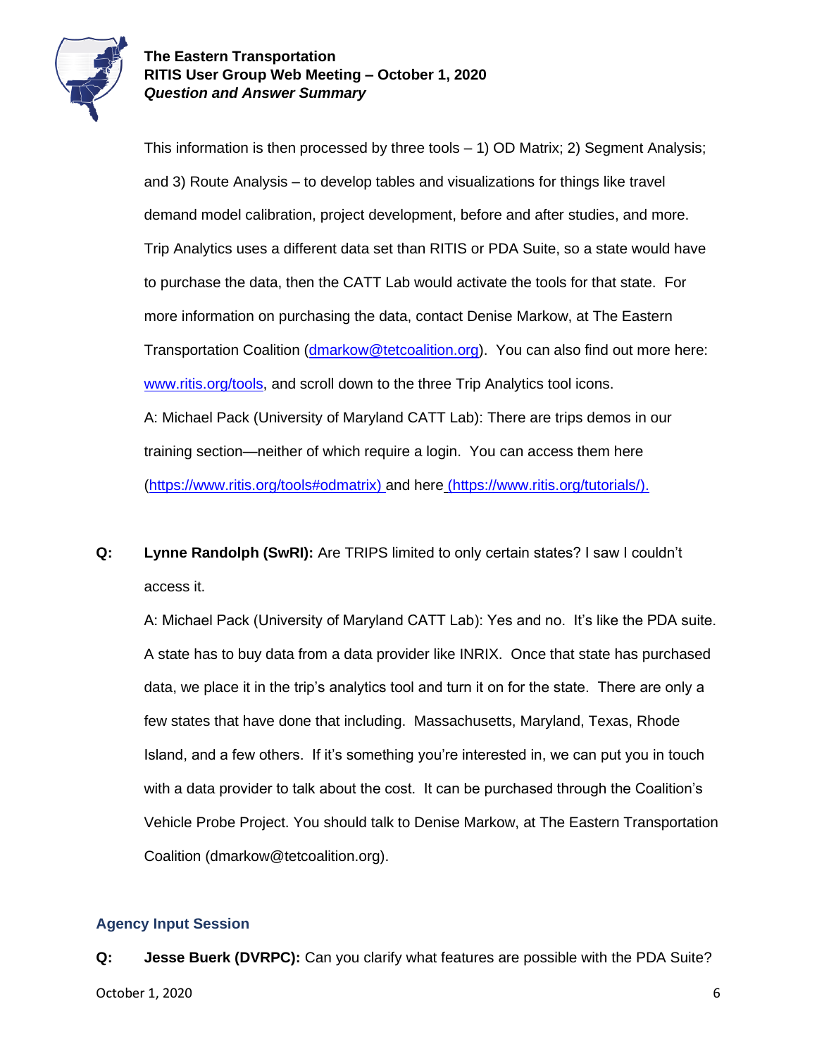This information is then processed by three tools – 1) OD Matrix; 2) Segment Analysis; and 3) Route Analysis – to develop tables and visualizations for things like travel demand model calibration, project development, before and after studies, and more. Trip Analytics uses a different data set than RITIS or PDA Suite, so a state would have to purchase the data, then the CATT Lab would activate the tools for that state. For more information on purchasing the data, contact Denise Markow, at The Eastern Transportation Coalition (dmarkow@tetcoalition.org). You can also find out more here: www.ritis.org/tools, and scroll down to the three Trip Analytics tool icons.

A: Michael Pack (University of Maryland CATT Lab): There are trips demos in our training section—neither of which require a login. You can access them here (https://www.ritis.org/tools#odmatrix) and here (https://www.ritis.org/tutorials/).

**Q:** **Lynne Randolph (SwRI):** Are TRIPS limited to only certain states? I saw I couldn't access it.

A: Michael Pack (University of Maryland CATT Lab): Yes and no. It's like the PDA suite. A state has to buy data from a data provider like INRIX. Once that state has purchased data, we place it in the trip's analytics tool and turn it on for the state. There are only a few states that have done that including. Massachusetts, Maryland, Texas, Rhode Island, and a few others. If it's something you're interested in, we can put you in touch with a data provider to talk about the cost. It can be purchased through the Coalition's Vehicle Probe Project. You should talk to Denise Markow, at The Eastern Transportation Coalition (dmarkow@tetcoalition.org).

### Agency Input Session

**Q:** **Jesse Buerk (DVRPC):** Can you clarify what features are possible with the PDA Suite?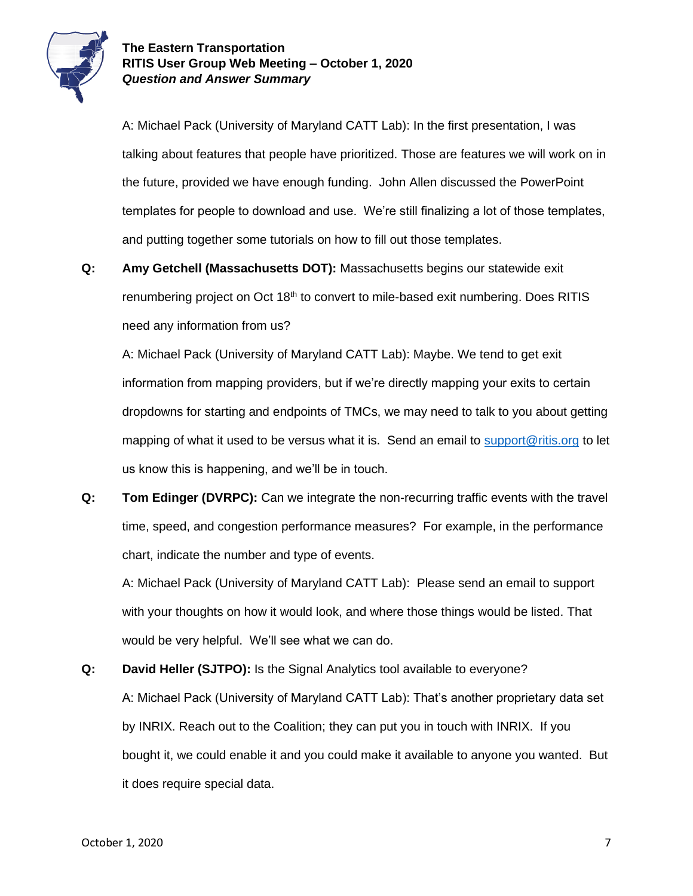A: Michael Pack (University of Maryland CATT Lab): In the first presentation, I was talking about features that people have prioritized. Those are features we will work on in the future, provided we have enough funding. John Allen discussed the PowerPoint templates for people to download and use. We're still finalizing a lot of those templates, and putting together some tutorials on how to fill out those templates.

**Q:** **Amy Getchell (Massachusetts DOT):** Massachusetts begins our statewide exit renumbering project on Oct 18th to convert to mile-based exit numbering. Does RITIS need any information from us?

A: Michael Pack (University of Maryland CATT Lab): Maybe. We tend to get exit information from mapping providers, but if we're directly mapping your exits to certain dropdowns for starting and endpoints of TMCs, we may need to talk to you about getting mapping of what it used to be versus what it is. Send an email to support@ritis.org to let us know this is happening, and we'll be in touch.

**Q:** **Tom Edinger (DVRPC):** Can we integrate the non-recurring traffic events with the travel time, speed, and congestion performance measures? For example, in the performance chart, indicate the number and type of events.

A: Michael Pack (University of Maryland CATT Lab): Please send an email to support with your thoughts on how it would look, and where those things would be listed. That would be very helpful. We'll see what we can do.

**Q:** **David Heller (SJTPO):** Is the Signal Analytics tool available to everyone?

A: Michael Pack (University of Maryland CATT Lab): That's another proprietary data set by INRIX. Reach out to the Coalition; they can put you in touch with INRIX. If you bought it, we could enable it and you could make it available to anyone you wanted. But it does require special data.